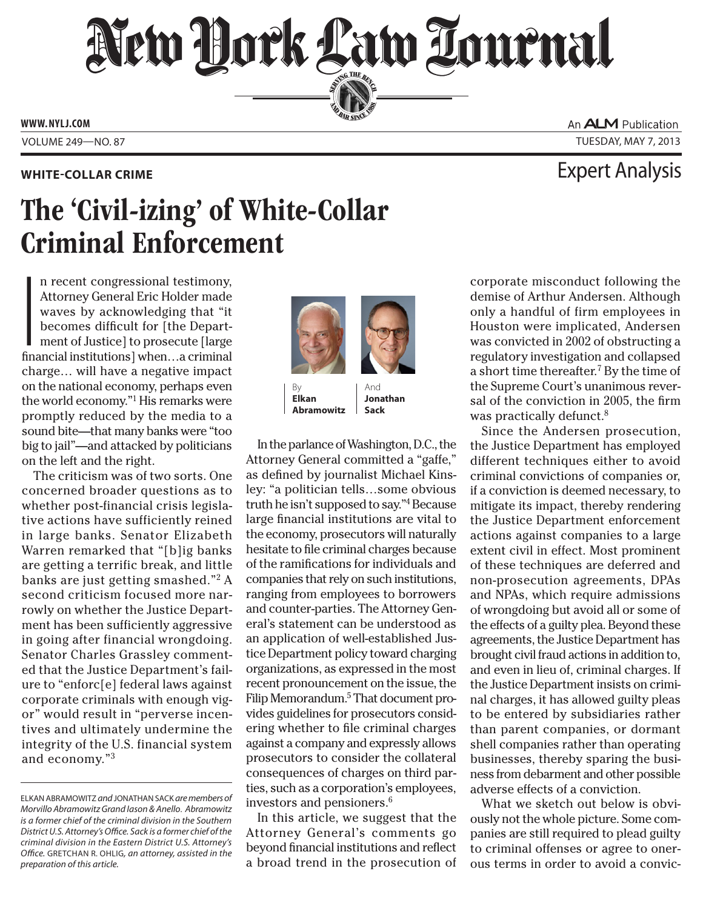WHITE-COLLAR CRIME

Expert Analysis

# The 'Civil-izing' of White-Collar Criminal Enforcement

By **Elkan Abramowitz** And **Jonathan Sack**

In recent congressional testimony, Attorney General Eric Holder made waves by acknowledging that "it becomes difficult for [the Department of Justice] to prosecute [large financial institutions] when…a criminal charge… will have a negative impact on the national economy, perhaps even the world economy."[1] His remarks were promptly reduced by the media to a sound bite—that many banks were "too big to jail"—and attacked by politicians on the left and the right.

The criticism was of two sorts. One concerned broader questions as to whether post-financial crisis legislative actions have sufficiently reined in large banks. Senator Elizabeth Warren remarked that "[b]ig banks are getting a terrific break, and little banks are just getting smashed."[2] A second criticism focused more narrowly on whether the Justice Department has been sufficiently aggressive in going after financial wrongdoing. Senator Charles Grassley commented that the Justice Department's failure to "enforc[e] federal laws against corporate criminals with enough vigor" would result in "perverse incentives and ultimately undermine the integrity of the U.S. financial system and economy."[3]

In the parlance of Washington, D.C., the Attorney General committed a "gaffe," as defined by journalist Michael Kinsley: "a politician tells…some obvious truth he isn't supposed to say."[4] Because large financial institutions are vital to the economy, prosecutors will naturally hesitate to file criminal charges because of the ramifications for individuals and companies that rely on such institutions, ranging from employees to borrowers and counter-parties. The Attorney General's statement can be understood as an application of well-established Justice Department policy toward charging organizations, as expressed in the most recent pronouncement on the issue, the Filip Memorandum.[5] That document provides guidelines for prosecutors considering whether to file criminal charges against a company and expressly allows prosecutors to consider the collateral consequences of charges on third parties, such as a corporation's employees, investors and pensioners.[6]

In this article, we suggest that the Attorney General's comments go beyond financial institutions and reflect a broad trend in the prosecution of corporate misconduct following the demise of Arthur Andersen. Although only a handful of firm employees in Houston were implicated, Andersen was convicted in 2002 of obstructing a regulatory investigation and collapsed a short time thereafter.[7] By the time of the Supreme Court's unanimous reversal of the conviction in 2005, the firm was practically defunct.[8]

Since the Andersen prosecution, the Justice Department has employed different techniques either to avoid criminal convictions of companies or, if a conviction is deemed necessary, to mitigate its impact, thereby rendering the Justice Department enforcement actions against companies to a large extent civil in effect. Most prominent of these techniques are deferred and non-prosecution agreements, DPAs and NPAs, which require admissions of wrongdoing but avoid all or some of the effects of a guilty plea. Beyond these agreements, the Justice Department has brought civil fraud actions in addition to, and even in lieu of, criminal charges. If the Justice Department insists on criminal charges, it has allowed guilty pleas to be entered by subsidiaries rather than parent companies, or dormant shell companies rather than operating businesses, thereby sparing the business from debarment and other possible adverse effects of a conviction.

What we sketch out below is obviously not the whole picture. Some companies are still required to plead guilty to criminal offenses or agree to onerous terms in order to avoid a convic-

ELKAN ABRAMOWITZ *and* JONATHAN SACK *are members of Morvillo Abramowitz Grand Iason & Anello. Abramowitz is a former chief of the criminal division in the Southern District U.S. Attorney's Office. Sack is a former chief of the criminal division in the Eastern District U.S. Attorney's Office.* GRETCHAN R. OHLIG, *an attorney, assisted in the preparation of this article.*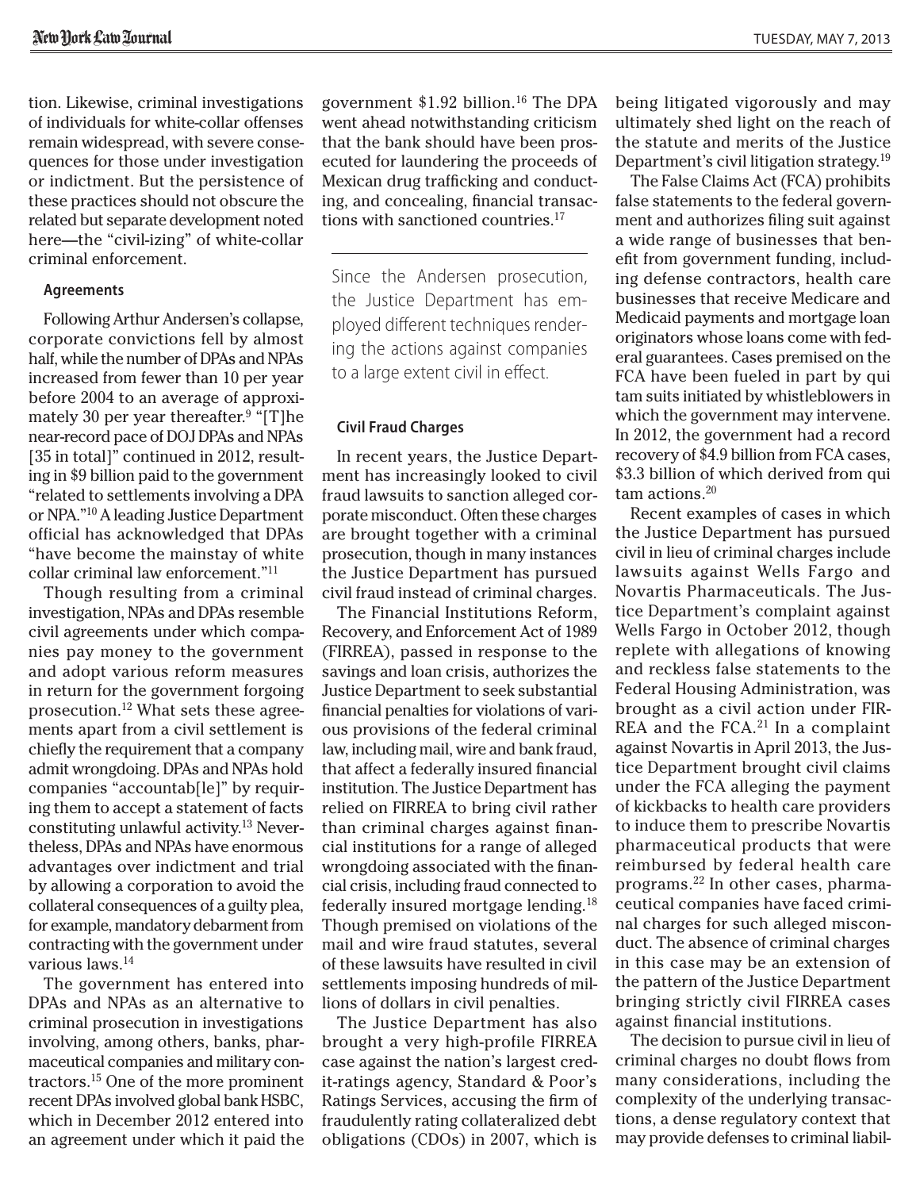tion. Likewise, criminal investigations of individuals for white-collar offenses remain widespread, with severe consequences for those under investigation or indictment. But the persistence of these practices should not obscure the related but separate development noted here—the "civil-izing" of white-collar criminal enforcement.

### Agreements

Following Arthur Andersen's collapse, corporate convictions fell by almost half, while the number of DPAs and NPAs increased from fewer than 10 per year before 2004 to an average of approximately 30 per year thereafter.[9] "[T]he near-record pace of DOJ DPAs and NPAs [35 in total]" continued in 2012, resulting in $9 billion paid to the government "related to settlements involving a DPA or NPA."[10] A leading Justice Department official has acknowledged that DPAs "have become the mainstay of white collar criminal law enforcement."[11]

Though resulting from a criminal investigation, NPAs and DPAs resemble civil agreements under which companies pay money to the government and adopt various reform measures in return for the government forgoing prosecution.[12] What sets these agreements apart from a civil settlement is chiefly the requirement that a company admit wrongdoing. DPAs and NPAs hold companies "accountab[le]" by requiring them to accept a statement of facts constituting unlawful activity.[13] Nevertheless, DPAs and NPAs have enormous advantages over indictment and trial by allowing a corporation to avoid the collateral consequences of a guilty plea, for example, mandatory debarment from contracting with the government under various laws.[14]

The government has entered into DPAs and NPAs as an alternative to criminal prosecution in investigations involving, among others, banks, pharmaceutical companies and military contractors.[15] One of the more prominent recent DPAs involved global bank HSBC, which in December 2012 entered into an agreement under which it paid the government $1.92 billion.[16] The DPA went ahead notwithstanding criticism that the bank should have been prosecuted for laundering the proceeds of Mexican drug trafficking and conducting, and concealing, financial transactions with sanctioned countries.[17]

> Since the Andersen prosecution, the Justice Department has employed different techniques rendering the actions against companies to a large extent civil in effect.

### Civil Fraud Charges

In recent years, the Justice Department has increasingly looked to civil fraud lawsuits to sanction alleged corporate misconduct. Often these charges are brought together with a criminal prosecution, though in many instances the Justice Department has pursued civil fraud instead of criminal charges.

The Financial Institutions Reform, Recovery, and Enforcement Act of 1989 (FIRREA), passed in response to the savings and loan crisis, authorizes the Justice Department to seek substantial financial penalties for violations of various provisions of the federal criminal law, including mail, wire and bank fraud, that affect a federally insured financial institution. The Justice Department has relied on FIRREA to bring civil rather than criminal charges against financial institutions for a range of alleged wrongdoing associated with the financial crisis, including fraud connected to federally insured mortgage lending.[18] Though premised on violations of the mail and wire fraud statutes, several of these lawsuits have resulted in civil settlements imposing hundreds of millions of dollars in civil penalties.

The Justice Department has also brought a very high-profile FIRREA case against the nation's largest credit-ratings agency, Standard & Poor's Ratings Services, accusing the firm of fraudulently rating collateralized debt obligations (CDOs) in 2007, which is being litigated vigorously and may ultimately shed light on the reach of the statute and merits of the Justice Department's civil litigation strategy.[19]

The False Claims Act (FCA) prohibits false statements to the federal government and authorizes filing suit against a wide range of businesses that benefit from government funding, including defense contractors, health care businesses that receive Medicare and Medicaid payments and mortgage loan originators whose loans come with federal guarantees. Cases premised on the FCA have been fueled in part by qui tam suits initiated by whistleblowers in which the government may intervene. In 2012, the government had a record recovery of $4.9 billion from FCA cases, $3.3 billion of which derived from qui tam actions.[20]

Recent examples of cases in which the Justice Department has pursued civil in lieu of criminal charges include lawsuits against Wells Fargo and Novartis Pharmaceuticals. The Justice Department's complaint against Wells Fargo in October 2012, though replete with allegations of knowing and reckless false statements to the Federal Housing Administration, was brought as a civil action under FIRREA and the FCA.[21] In a complaint against Novartis in April 2013, the Justice Department brought civil claims under the FCA alleging the payment of kickbacks to health care providers to induce them to prescribe Novartis pharmaceutical products that were reimbursed by federal health care programs.[22] In other cases, pharmaceutical companies have faced criminal charges for such alleged misconduct. The absence of criminal charges in this case may be an extension of the pattern of the Justice Department bringing strictly civil FIRREA cases against financial institutions.

The decision to pursue civil in lieu of criminal charges no doubt flows from many considerations, including the complexity of the underlying transactions, a dense regulatory context that may provide defenses to criminal liabil-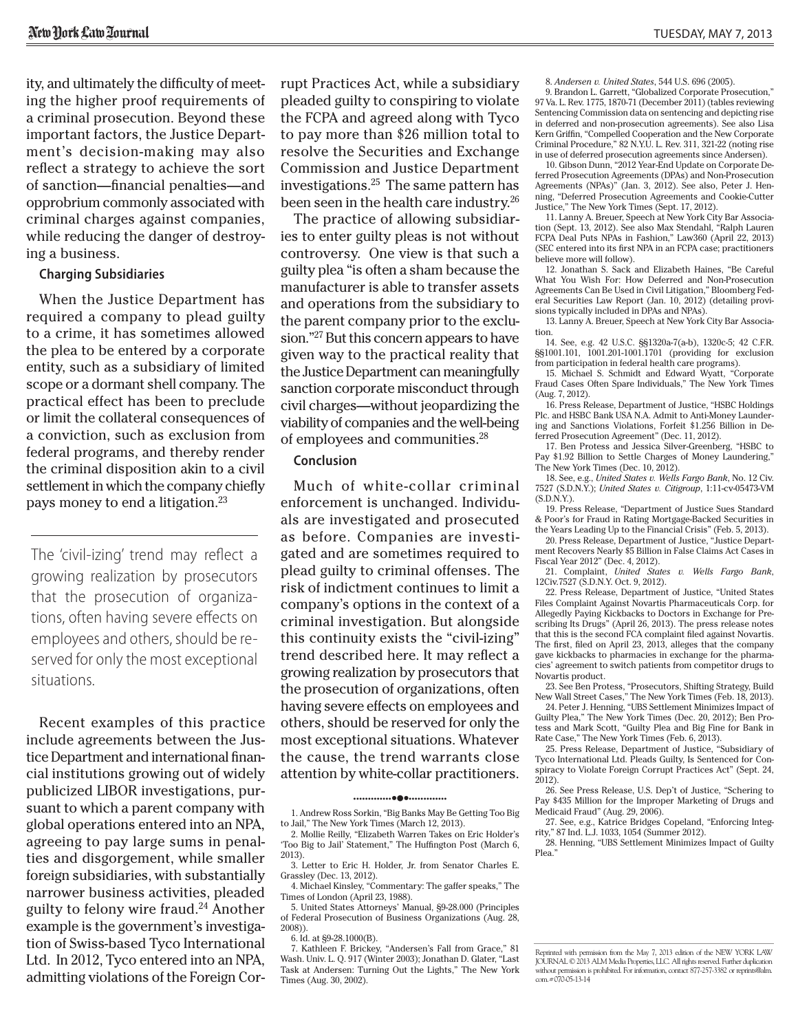ity, and ultimately the difficulty of meeting the higher proof requirements of a criminal prosecution. Beyond these important factors, the Justice Department's decision-making may also reflect a strategy to achieve the sort of sanction—financial penalties—and opprobrium commonly associated with criminal charges against companies, while reducing the danger of destroying a business.

### Charging Subsidiaries

When the Justice Department has required a company to plead guilty to a crime, it has sometimes allowed the plea to be entered by a corporate entity, such as a subsidiary of limited scope or a dormant shell company. The practical effect has been to preclude or limit the collateral consequences of a conviction, such as exclusion from federal programs, and thereby render the criminal disposition akin to a civil settlement in which the company chiefly pays money to end a litigation.[23]

> The 'civil-izing' trend may reflect a growing realization by prosecutors that the prosecution of organizations, often having severe effects on employees and others, should be reserved for only the most exceptional situations.

Recent examples of this practice include agreements between the Justice Department and international financial institutions growing out of widely publicized LIBOR investigations, pursuant to which a parent company with global operations entered into an NPA, agreeing to pay large sums in penalties and disgorgement, while smaller foreign subsidiaries, with substantially narrower business activities, pleaded guilty to felony wire fraud.[24] Another example is the government's investigation of Swiss-based Tyco International Ltd. In 2012, Tyco entered into an NPA, admitting violations of the Foreign Corrupt Practices Act, while a subsidiary pleaded guilty to conspiring to violate the FCPA and agreed along with Tyco to pay more than $26 million total to resolve the Securities and Exchange Commission and Justice Department investigations.[25] The same pattern has been seen in the health care industry.[26]

The practice of allowing subsidiaries to enter guilty pleas is not without controversy. One view is that such a guilty plea "is often a sham because the manufacturer is able to transfer assets and operations from the subsidiary to the parent company prior to the exclusion."[27] But this concern appears to have given way to the practical reality that the Justice Department can meaningfully sanction corporate misconduct through civil charges—without jeopardizing the viability of companies and the well-being of employees and communities.[28]

### Conclusion

Much of white-collar criminal enforcement is unchanged. Individuals are investigated and prosecuted as before. Companies are investigated and are sometimes required to plead guilty to criminal offenses. The risk of indictment continues to limit a company's options in the context of a criminal investigation. But alongside this continuity exists the "civil-izing" trend described here. It may reflect a growing realization by prosecutors that the prosecution of organizations, often having severe effects on employees and others, should be reserved for only the most exceptional situations. Whatever the cause, the trend warrants close attention by white-collar practitioners.

---

1. Andrew Ross Sorkin, "Big Banks May Be Getting Too Big to Jail," The New York Times (March 12, 2013).
2. Mollie Reilly, "Elizabeth Warren Takes on Eric Holder's 'Too Big to Jail' Statement," The Huffington Post (March 6, 2013).
3. Letter to Eric H. Holder, Jr. from Senator Charles E. Grassley (Dec. 13, 2012).
4. Michael Kinsley, "Commentary: The gaffer speaks," The Times of London (April 23, 1988).
5. United States Attorneys' Manual, §9-28.000 (Principles of Federal Prosecution of Business Organizations (Aug. 28, 2008)).
6. Id. at §9-28.1000(B).
7. Kathleen F. Brickey, "Andersen's Fall from Grace," 81 Wash. Univ. L. Q. 917 (Winter 2003); Jonathan D. Glater, "Last Task at Andersen: Turning Out the Lights," The New York Times (Aug. 30, 2002).
8. *Andersen v. United States*, 544 U.S. 696 (2005).
9. Brandon L. Garrett, "Globalized Corporate Prosecution," 97 Va. L. Rev. 1775, 1870-71 (December 2011) (tables reviewing Sentencing Commission data on sentencing and depicting rise in deferred and non-prosecution agreements). See also Lisa Kern Griffin, "Compelled Cooperation and the New Corporate Criminal Procedure," 82 N.Y.U. L. Rev. 311, 321-22 (noting rise in use of deferred prosecution agreements since Andersen).
10. Gibson Dunn, "2012 Year-End Update on Corporate Deferred Prosecution Agreements (DPAs) and Non-Prosecution Agreements (NPAs)" (Jan. 3, 2012). See also, Peter J. Henning, "Deferred Prosecution Agreements and Cookie-Cutter Justice," The New York Times (Sept. 17, 2012).
11. Lanny A. Breuer, Speech at New York City Bar Association (Sept. 13, 2012). See also Max Stendahl, "Ralph Lauren FCPA Deal Puts NPAs in Fashion," Law360 (April 22, 2013) (SEC entered into its first NPA in an FCPA case; practitioners believe more will follow).
12. Jonathan S. Sack and Elizabeth Haines, "Be Careful What You Wish For: How Deferred and Non-Prosecution Agreements Can Be Used in Civil Litigation," Bloomberg Federal Securities Law Report (Jan. 10, 2012) (detailing provisions typically included in DPAs and NPAs).
13. Lanny A. Breuer, Speech at New York City Bar Association.
14. See, e.g. 42 U.S.C. §§1320a-7(a-b), 1320c-5; 42 C.F.R. §§1001.101, 1001.201-1001.1701 (providing for exclusion from participation in federal health care programs).
15. Michael S. Schmidt and Edward Wyatt, "Corporate Fraud Cases Often Spare Individuals," The New York Times (Aug. 7, 2012).
16. Press Release, Department of Justice, "HSBC Holdings Plc. and HSBC Bank USA N.A. Admit to Anti-Money Laundering and Sanctions Violations, Forfeit $1.256 Billion in Deferred Prosecution Agreement" (Dec. 11, 2012).
17. Ben Protess and Jessica Silver-Greenberg, "HSBC to Pay $1.92 Billion to Settle Charges of Money Laundering," The New York Times (Dec. 10, 2012).
18. See, e.g., *United States v. Wells Fargo Bank*, No. 12 Civ. 7527 (S.D.N.Y.); *United States v. Citigroup*, 1:11-cv-05473-VM (S.D.N.Y.).
19. Press Release, "Department of Justice Sues Standard & Poor's for Fraud in Rating Mortgage-Backed Securities in the Years Leading Up to the Financial Crisis" (Feb. 5, 2013).
20. Press Release, Department of Justice, "Justice Department Recovers Nearly $5 Billion in False Claims Act Cases in Fiscal Year 2012" (Dec. 4, 2012).
21. Complaint, *United States v. Wells Fargo Bank*, 12Civ.7527 (S.D.N.Y. Oct. 9, 2012).
22. Press Release, Department of Justice, "United States Files Complaint Against Novartis Pharmaceuticals Corp. for Allegedly Paying Kickbacks to Doctors in Exchange for Prescribing Its Drugs" (April 26, 2013). The press release notes that this is the second FCA complaint filed against Novartis. The first, filed on April 23, 2013, alleges that the company gave kickbacks to pharmacies in exchange for the pharmacies' agreement to switch patients from competitor drugs to Novartis product.
23. See Ben Protess, "Prosecutors, Shifting Strategy, Build New Wall Street Cases," The New York Times (Feb. 18, 2013).
24. Peter J. Henning, "UBS Settlement Minimizes Impact of Guilty Plea," The New York Times (Dec. 20, 2012); Ben Protess and Mark Scott, "Guilty Plea and Big Fine for Bank in Rate Case," The New York Times (Feb. 6, 2013).
25. Press Release, Department of Justice, "Subsidiary of Tyco International Ltd. Pleads Guilty, Is Sentenced for Conspiracy to Violate Foreign Corrupt Practices Act" (Sept. 24, 2012).
26. See Press Release, U.S. Dep't of Justice, "Schering to Pay $435 Million for the Improper Marketing of Drugs and Medicaid Fraud" (Aug. 29, 2006).
27. See, e.g., Katrice Bridges Copeland, "Enforcing Integrity," 87 Ind. L.J. 1033, 1054 (Summer 2012).
28. Henning, "UBS Settlement Minimizes Impact of Guilty Plea."

Reprinted with permission from the May 7, 2013 edition of the NEW YORK LAW JOURNAL © 2013 ALM Media Properties, LLC. All rights reserved. Further duplication without permission is prohibited. For information, contact 877-257-3382 or reprints@alm.com. # 070-05-13-14